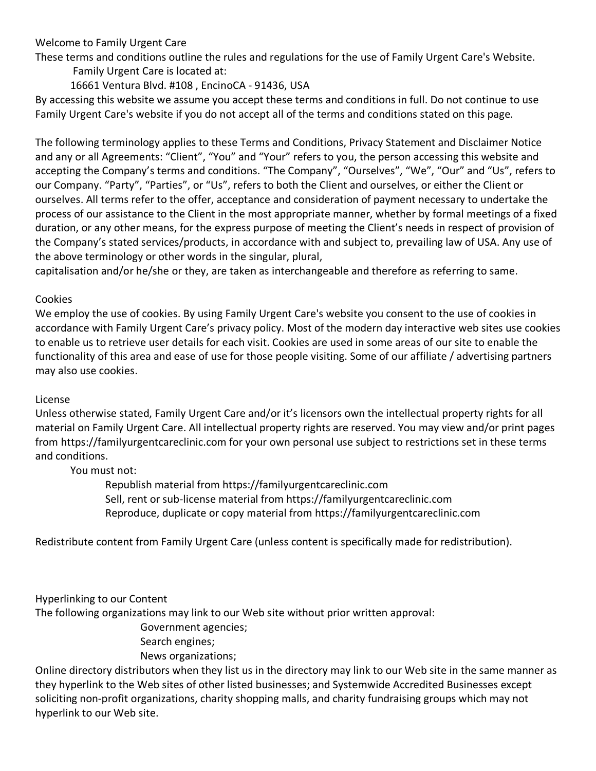Welcome to Family Urgent Care

These terms and conditions outline the rules and regulations for the use of Family Urgent Care's Website.

Family Urgent Care is located at:

16661 Ventura Blvd. #108 , EncinoCA - 91436, USA

By accessing this website we assume you accept these terms and conditions in full. Do not continue to use Family Urgent Care's website if you do not accept all of the terms and conditions stated on this page.

The following terminology applies to these Terms and Conditions, Privacy Statement and Disclaimer Notice and any or all Agreements: "Client", "You" and "Your" refers to you, the person accessing this website and accepting the Company's terms and conditions. "The Company", "Ourselves", "We", "Our" and "Us", refers to our Company. "Party", "Parties", or "Us", refers to both the Client and ourselves, or either the Client or ourselves. All terms refer to the offer, acceptance and consideration of payment necessary to undertake the process of our assistance to the Client in the most appropriate manner, whether by formal meetings of a fixed duration, or any other means, for the express purpose of meeting the Client's needs in respect of provision of the Company's stated services/products, in accordance with and subject to, prevailing law of USA. Any use of the above terminology or other words in the singular, plural, capitalisation and/or he/she or they, are taken as interchangeable and therefore as referring to same.

Cookies

We employ the use of cookies. By using Family Urgent Care's website you consent to the use of cookies in accordance with Family Urgent Care's privacy policy. Most of the modern day interactive web sites use cookies to enable us to retrieve user details for each visit. Cookies are used in some areas of our site to enable the functionality of this area and ease of use for those people visiting. Some of our affiliate / advertising partners may also use cookies.

License

Unless otherwise stated, Family Urgent Care and/or it's licensors own the intellectual property rights for all material on Family Urgent Care. All intellectual property rights are reserved. You may view and/or print pages from https://familyurgentcareclinic.com for your own personal use subject to restrictions set in these terms and conditions.

You must not:

- Republish material from https://familyurgentcareclinic.com
- Sell, rent or sub-license material from https://familyurgentcareclinic.com
- Reproduce, duplicate or copy material from https://familyurgentcareclinic.com

Redistribute content from Family Urgent Care (unless content is specifically made for redistribution).

Hyperlinking to our Content

The following organizations may link to our Web site without prior written approval:

- Government agencies;
- Search engines;
- News organizations;

Online directory distributors when they list us in the directory may link to our Web site in the same manner as they hyperlink to the Web sites of other listed businesses; and Systemwide Accredited Businesses except soliciting non-profit organizations, charity shopping malls, and charity fundraising groups which may not hyperlink to our Web site.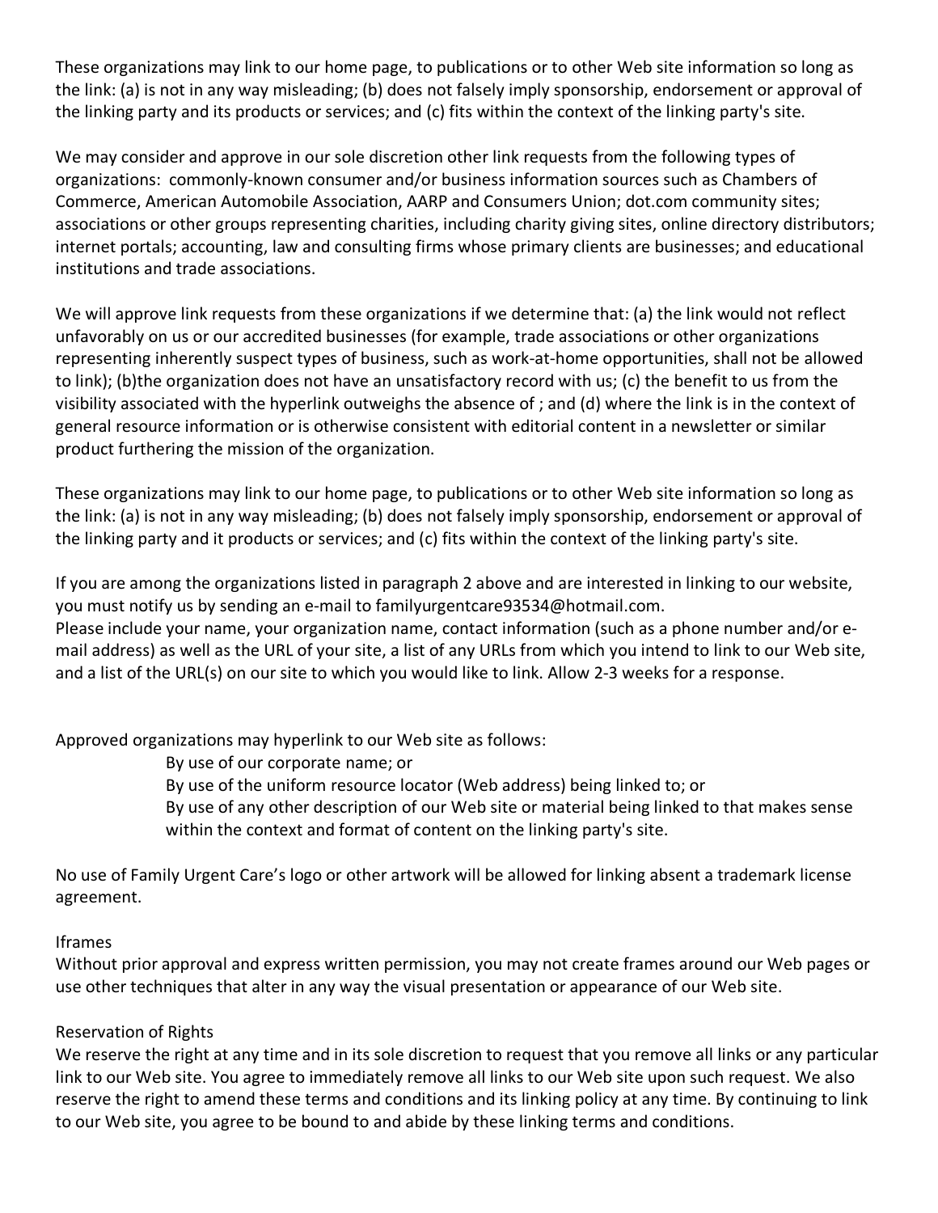These organizations may link to our home page, to publications or to other Web site information so long as the link: (a) is not in any way misleading; (b) does not falsely imply sponsorship, endorsement or approval of the linking party and its products or services; and (c) fits within the context of the linking party's site.

We may consider and approve in our sole discretion other link requests from the following types of organizations: commonly-known consumer and/or business information sources such as Chambers of Commerce, American Automobile Association, AARP and Consumers Union; dot.com community sites; associations or other groups representing charities, including charity giving sites, online directory distributors; internet portals; accounting, law and consulting firms whose primary clients are businesses; and educational institutions and trade associations.

We will approve link requests from these organizations if we determine that: (a) the link would not reflect unfavorably on us or our accredited businesses (for example, trade associations or other organizations representing inherently suspect types of business, such as work-at-home opportunities, shall not be allowed to link); (b)the organization does not have an unsatisfactory record with us; (c) the benefit to us from the visibility associated with the hyperlink outweighs the absence of ; and (d) where the link is in the context of general resource information or is otherwise consistent with editorial content in a newsletter or similar product furthering the mission of the organization.

These organizations may link to our home page, to publications or to other Web site information so long as the link: (a) is not in any way misleading; (b) does not falsely imply sponsorship, endorsement or approval of the linking party and it products or services; and (c) fits within the context of the linking party's site.

If you are among the organizations listed in paragraph 2 above and are interested in linking to our website, you must notify us by sending an e-mail to familyurgentcare93534@hotmail.com.
Please include your name, your organization name, contact information (such as a phone number and/or e-mail address) as well as the URL of your site, a list of any URLs from which you intend to link to our Web site, and a list of the URL(s) on our site to which you would like to link. Allow 2-3 weeks for a response.

Approved organizations may hyperlink to our Web site as follows:

By use of our corporate name; or
By use of the uniform resource locator (Web address) being linked to; or
By use of any other description of our Web site or material being linked to that makes sense within the context and format of content on the linking party's site.

No use of Family Urgent Care's logo or other artwork will be allowed for linking absent a trademark license agreement.

Iframes
Without prior approval and express written permission, you may not create frames around our Web pages or use other techniques that alter in any way the visual presentation or appearance of our Web site.

Reservation of Rights
We reserve the right at any time and in its sole discretion to request that you remove all links or any particular link to our Web site. You agree to immediately remove all links to our Web site upon such request. We also reserve the right to amend these terms and conditions and its linking policy at any time. By continuing to link to our Web site, you agree to be bound to and abide by these linking terms and conditions.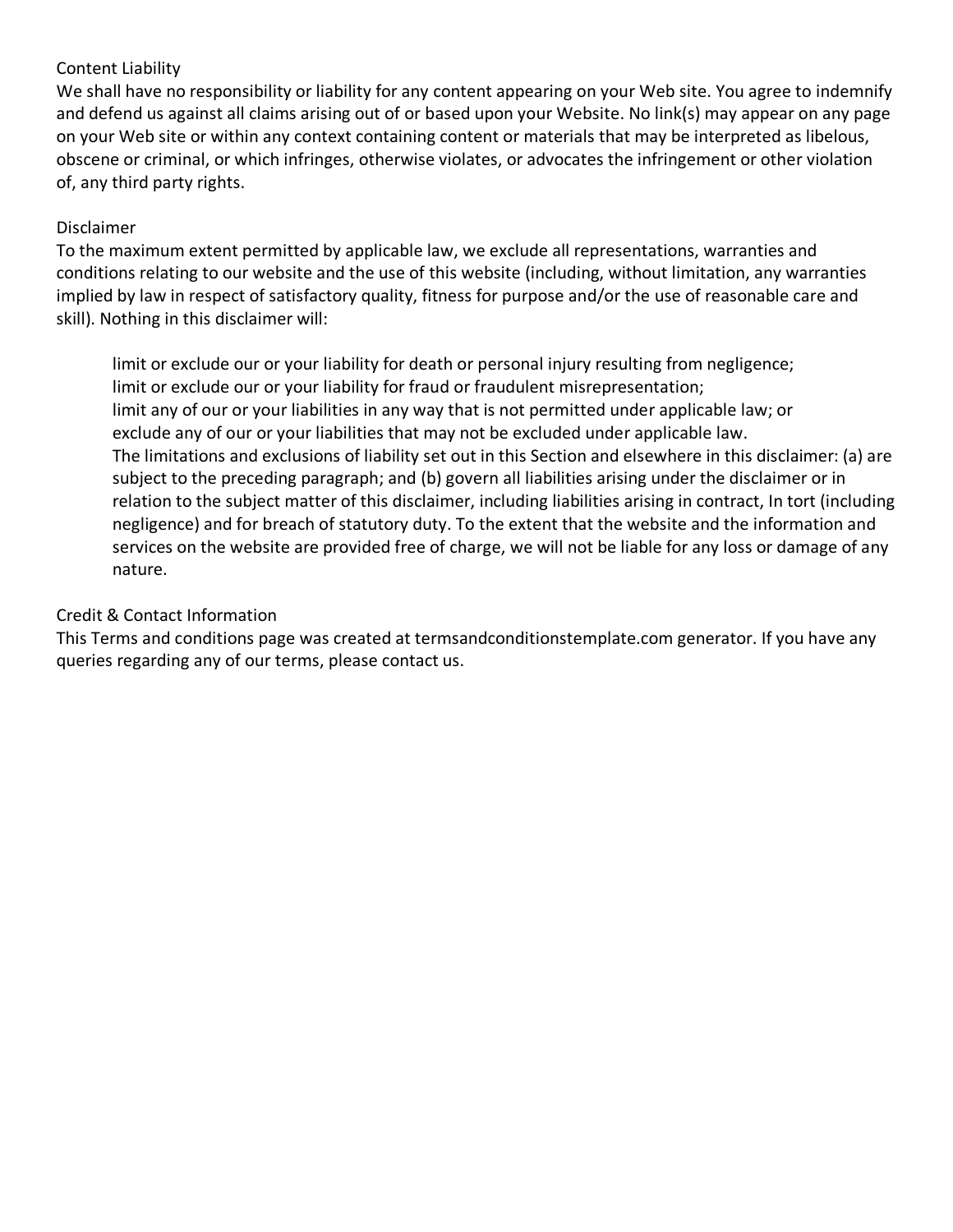## Content Liability

We shall have no responsibility or liability for any content appearing on your Web site. You agree to indemnify and defend us against all claims arising out of or based upon your Website. No link(s) may appear on any page on your Web site or within any context containing content or materials that may be interpreted as libelous, obscene or criminal, or which infringes, otherwise violates, or advocates the infringement or other violation of, any third party rights.

## Disclaimer

To the maximum extent permitted by applicable law, we exclude all representations, warranties and conditions relating to our website and the use of this website (including, without limitation, any warranties implied by law in respect of satisfactory quality, fitness for purpose and/or the use of reasonable care and skill). Nothing in this disclaimer will:

> limit or exclude our or your liability for death or personal injury resulting from negligence;
> limit or exclude our or your liability for fraud or fraudulent misrepresentation;
> limit any of our or your liabilities in any way that is not permitted under applicable law; or
> exclude any of our or your liabilities that may not be excluded under applicable law.
> The limitations and exclusions of liability set out in this Section and elsewhere in this disclaimer: (a) are subject to the preceding paragraph; and (b) govern all liabilities arising under the disclaimer or in relation to the subject matter of this disclaimer, including liabilities arising in contract, In tort (including negligence) and for breach of statutory duty. To the extent that the website and the information and services on the website are provided free of charge, we will not be liable for any loss or damage of any nature.

## Credit & Contact Information

This Terms and conditions page was created at termsandconditionstemplate.com generator. If you have any queries regarding any of our terms, please contact us.